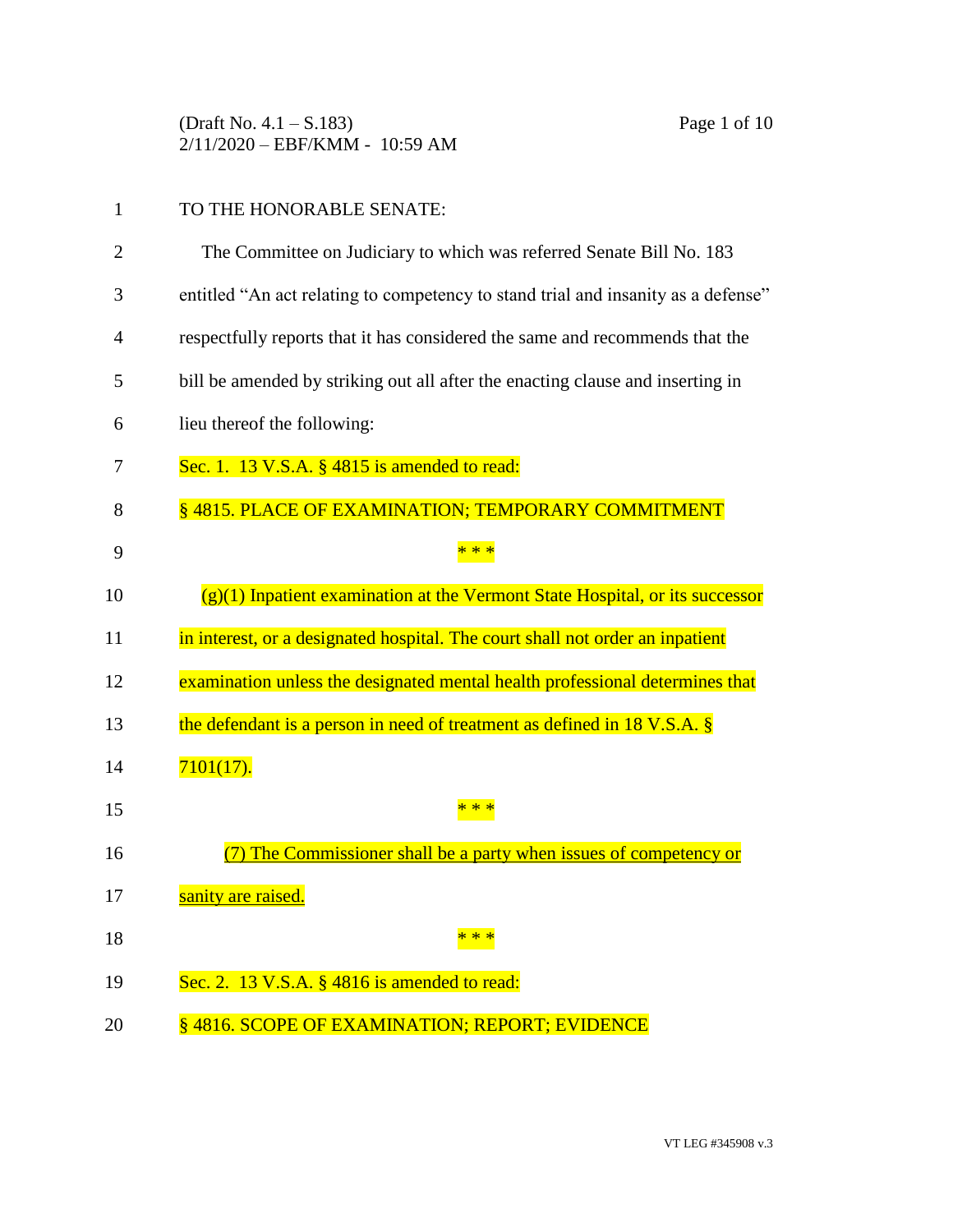TO THE HONORABLE SENATE:

The Committee on Judiciary to which was referred Senate Bill No. 183 entitled "An act relating to competency to stand trial and insanity as a defense" respectfully reports that it has considered the same and recommends that the bill be amended by striking out all after the enacting clause and inserting in lieu thereof the following:

Sec. 1. 13 V.S.A. § 4815 is amended to read:

§ 4815. PLACE OF EXAMINATION; TEMPORARY COMMITMENT

\* \* \*

(g)(1) Inpatient examination at the Vermont State Hospital, or its successor in interest, or a designated hospital. The court shall not order an inpatient examination unless the designated mental health professional determines that the defendant is a person in need of treatment as defined in 18 V.S.A. § 7101(17).

\* \* \*

<u>(7) The Commissioner shall be a party when issues of competency or sanity are raised.</u>

\* \* \*

Sec. 2. 13 V.S.A. § 4816 is amended to read:

§ 4816. SCOPE OF EXAMINATION; REPORT; EVIDENCE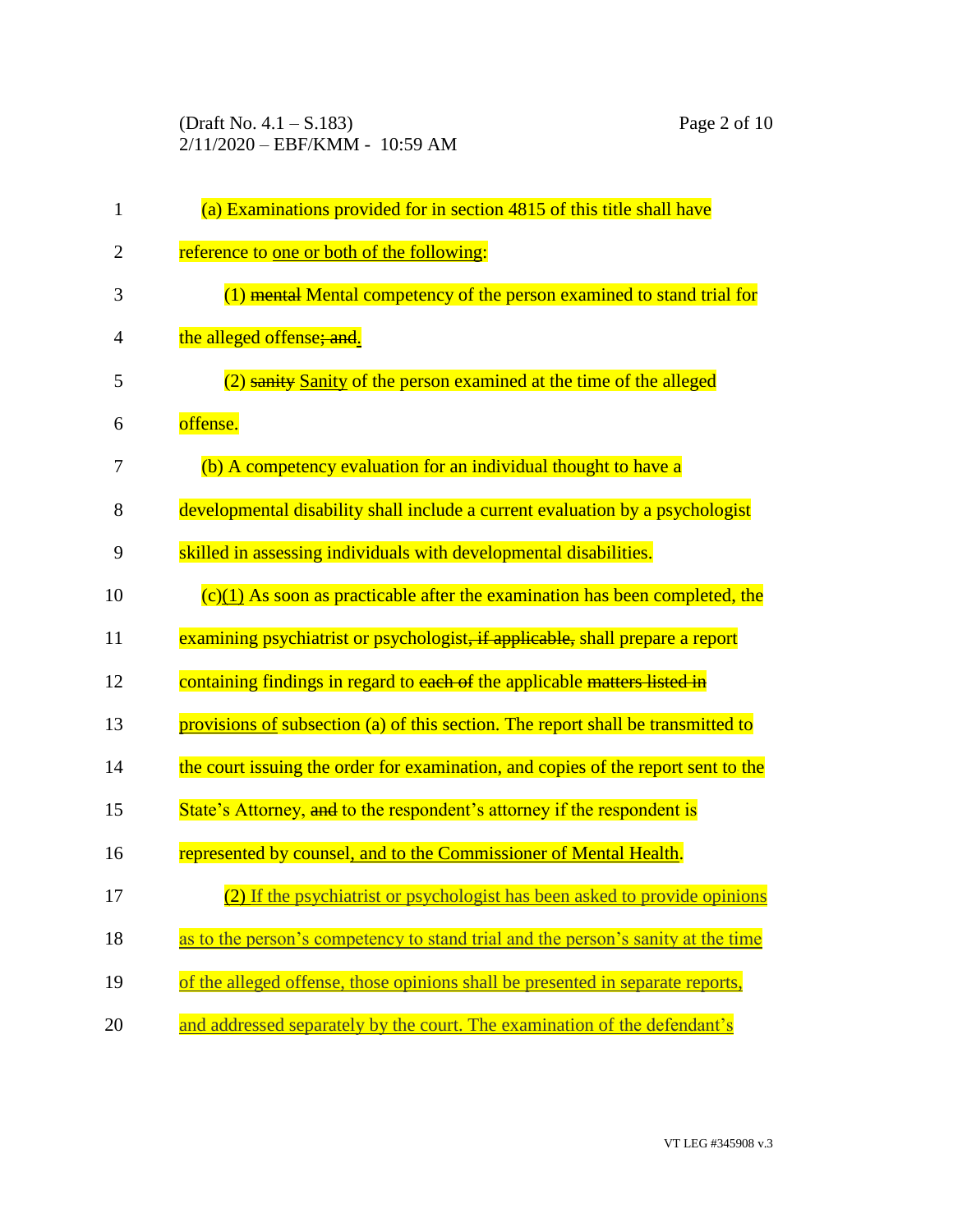(a) Examinations provided for in section 4815 of this title shall have reference to one or both of the following:

(1) ~~mental~~ Mental competency of the person examined to stand trial for the alleged offense~~; and~~.

(2) ~~sanity~~ Sanity of the person examined at the time of the alleged offense.

(b) A competency evaluation for an individual thought to have a developmental disability shall include a current evaluation by a psychologist skilled in assessing individuals with developmental disabilities.

(c)(1) As soon as practicable after the examination has been completed, the examining psychiatrist or psychologist~~, if applicable,~~ shall prepare a report containing findings in regard to ~~each of~~ the applicable ~~matters listed in~~ provisions of subsection (a) of this section. The report shall be transmitted to the court issuing the order for examination, and copies of the report sent to the State's Attorney, ~~and~~ to the respondent's attorney if the respondent is represented by counsel, and to the Commissioner of Mental Health.

(2) If the psychiatrist or psychologist has been asked to provide opinions as to the person's competency to stand trial and the person's sanity at the time of the alleged offense, those opinions shall be presented in separate reports, and addressed separately by the court. The examination of the defendant's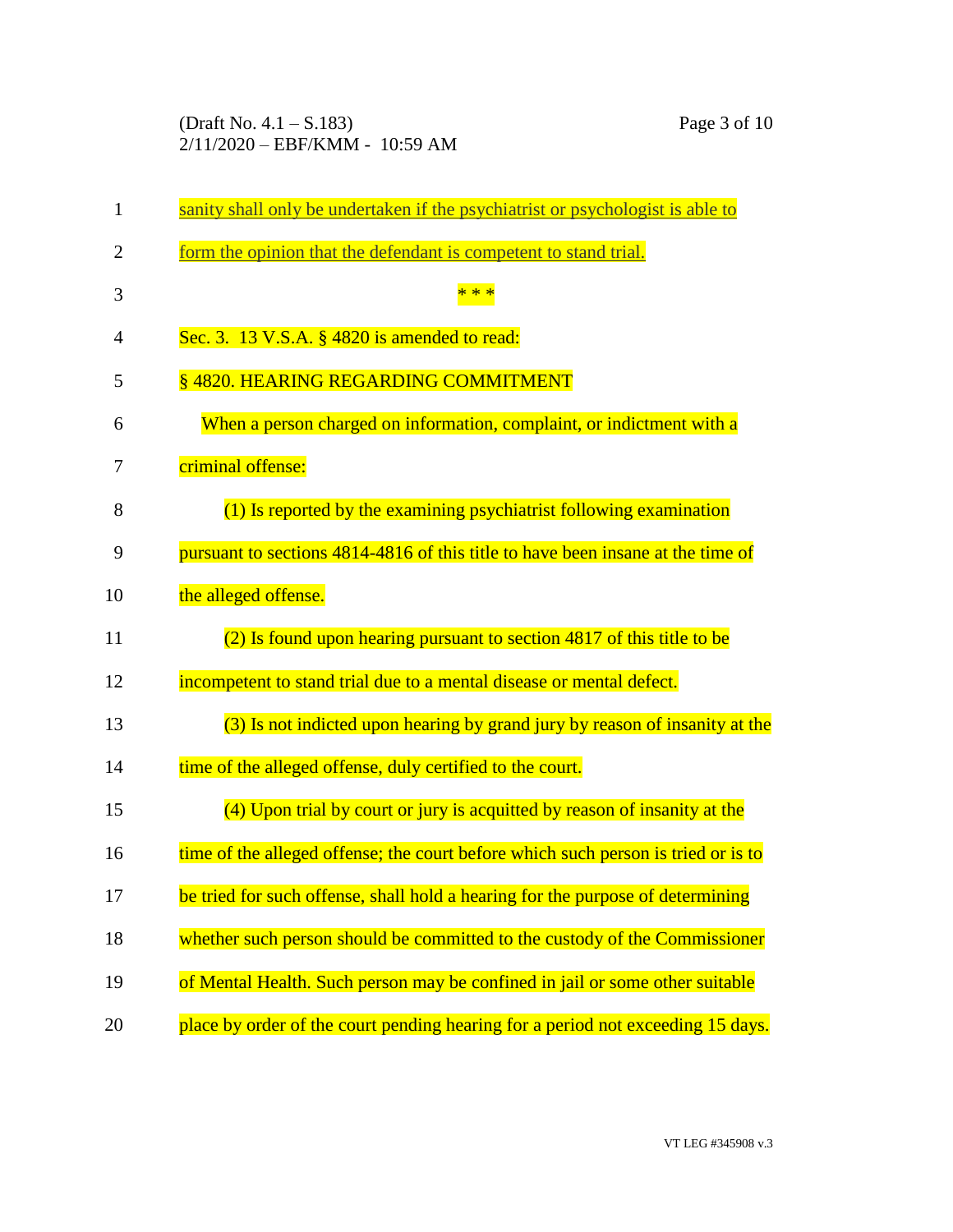sanity shall only be undertaken if the psychiatrist or psychologist is able to form the opinion that the defendant is competent to stand trial.

\* \* \*

Sec. 3. 13 V.S.A. § 4820 is amended to read:

§ 4820. HEARING REGARDING COMMITMENT

When a person charged on information, complaint, or indictment with a criminal offense:

(1) Is reported by the examining psychiatrist following examination pursuant to sections 4814-4816 of this title to have been insane at the time of the alleged offense.

(2) Is found upon hearing pursuant to section 4817 of this title to be incompetent to stand trial due to a mental disease or mental defect.

(3) Is not indicted upon hearing by grand jury by reason of insanity at the time of the alleged offense, duly certified to the court.

(4) Upon trial by court or jury is acquitted by reason of insanity at the time of the alleged offense; the court before which such person is tried or is to be tried for such offense, shall hold a hearing for the purpose of determining whether such person should be committed to the custody of the Commissioner of Mental Health. Such person may be confined in jail or some other suitable place by order of the court pending hearing for a period not exceeding 15 days.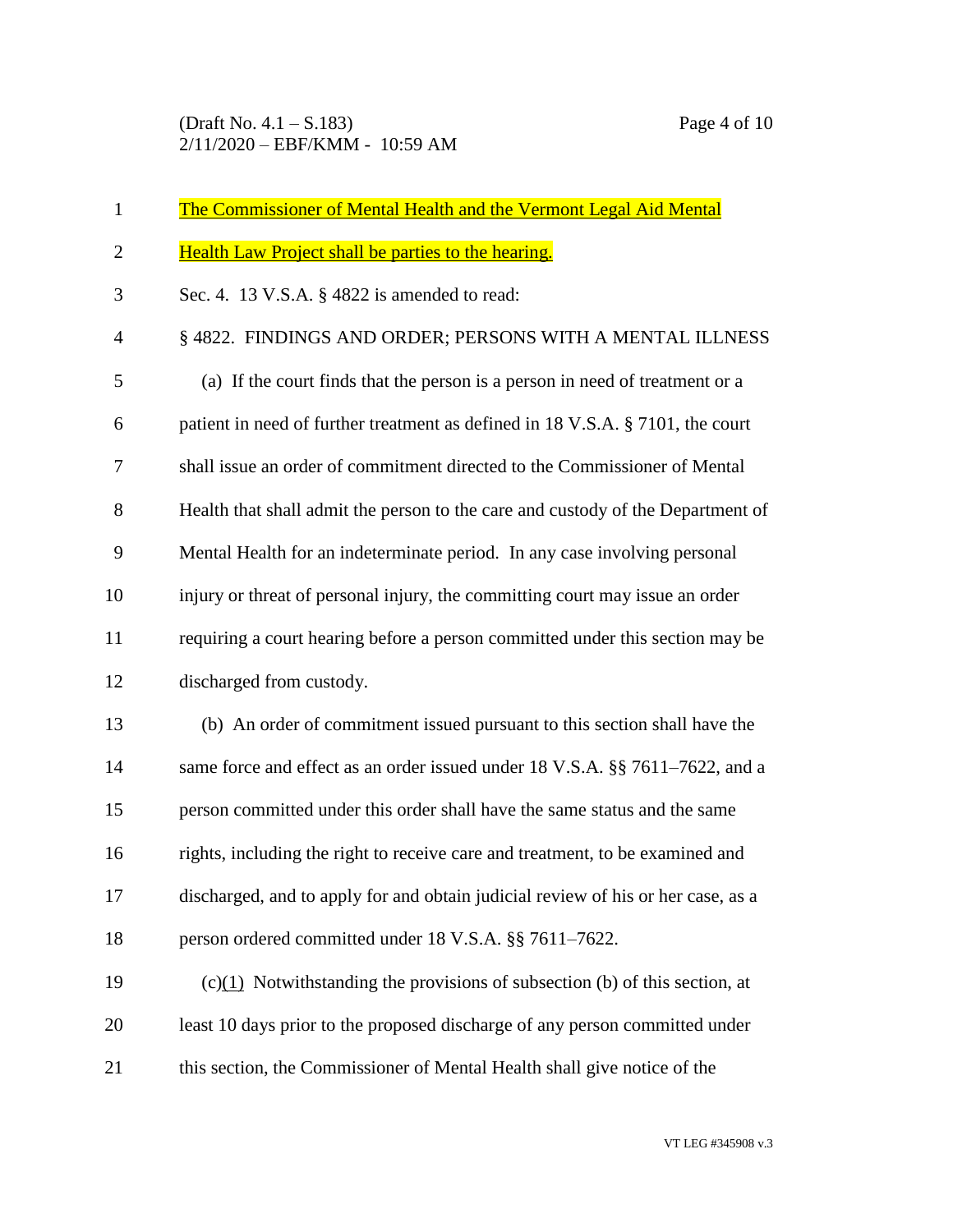The Commissioner of Mental Health and the Vermont Legal Aid Mental Health Law Project shall be parties to the hearing.

Sec. 4. 13 V.S.A. § 4822 is amended to read:

§ 4822. FINDINGS AND ORDER; PERSONS WITH A MENTAL ILLNESS

(a) If the court finds that the person is a person in need of treatment or a patient in need of further treatment as defined in 18 V.S.A. § 7101, the court shall issue an order of commitment directed to the Commissioner of Mental Health that shall admit the person to the care and custody of the Department of Mental Health for an indeterminate period. In any case involving personal injury or threat of personal injury, the committing court may issue an order requiring a court hearing before a person committed under this section may be discharged from custody.

(b) An order of commitment issued pursuant to this section shall have the same force and effect as an order issued under 18 V.S.A. §§ 7611–7622, and a person committed under this order shall have the same status and the same rights, including the right to receive care and treatment, to be examined and discharged, and to apply for and obtain judicial review of his or her case, as a person ordered committed under 18 V.S.A. §§ 7611–7622.

(c)(1) Notwithstanding the provisions of subsection (b) of this section, at least 10 days prior to the proposed discharge of any person committed under this section, the Commissioner of Mental Health shall give notice of the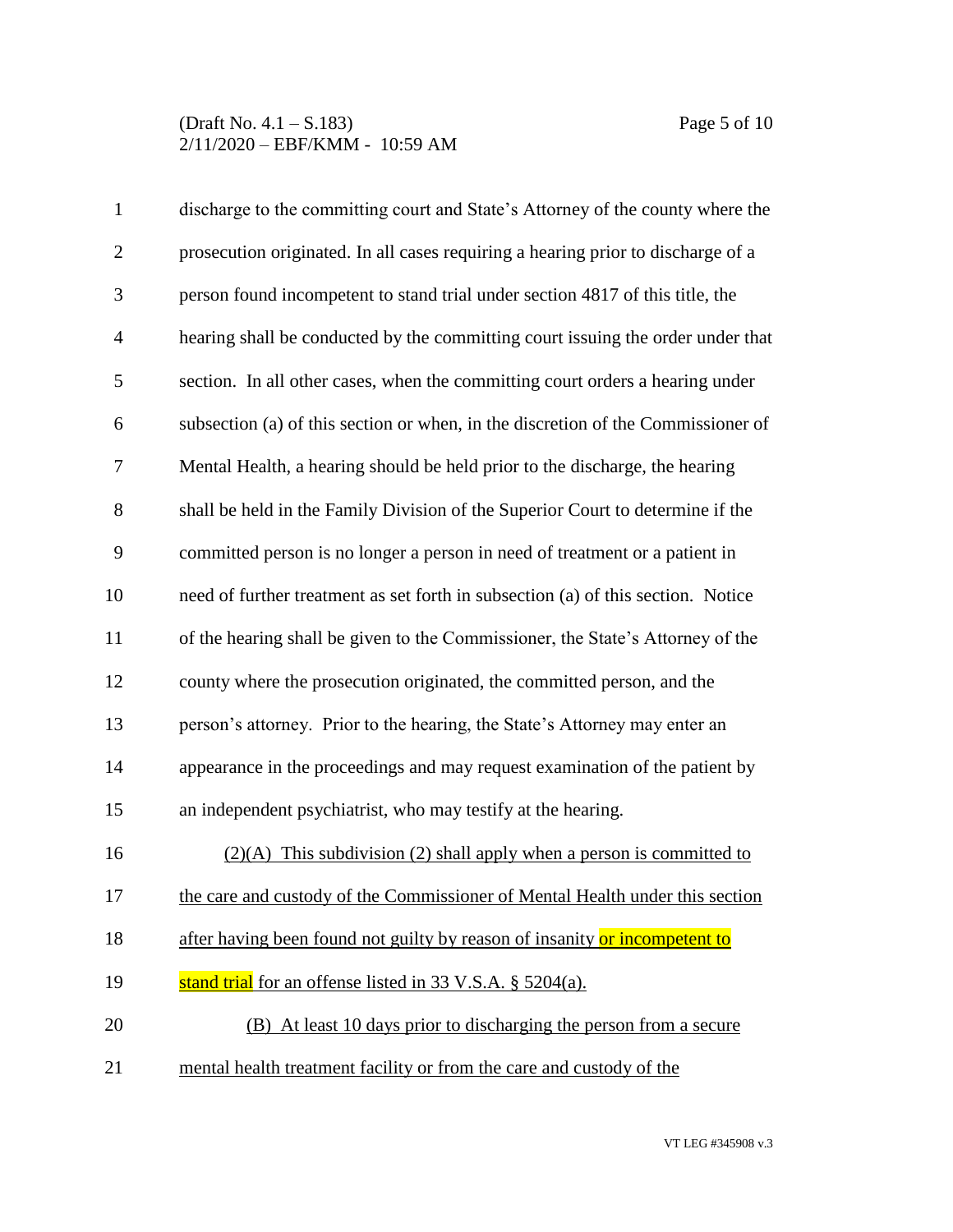discharge to the committing court and State's Attorney of the county where the prosecution originated. In all cases requiring a hearing prior to discharge of a person found incompetent to stand trial under section 4817 of this title, the hearing shall be conducted by the committing court issuing the order under that section. In all other cases, when the committing court orders a hearing under subsection (a) of this section or when, in the discretion of the Commissioner of Mental Health, a hearing should be held prior to the discharge, the hearing shall be held in the Family Division of the Superior Court to determine if the committed person is no longer a person in need of treatment or a patient in need of further treatment as set forth in subsection (a) of this section. Notice of the hearing shall be given to the Commissioner, the State's Attorney of the county where the prosecution originated, the committed person, and the person's attorney. Prior to the hearing, the State's Attorney may enter an appearance in the proceedings and may request examination of the patient by an independent psychiatrist, who may testify at the hearing.

(2)(A) This subdivision (2) shall apply when a person is committed to the care and custody of the Commissioner of Mental Health under this section after having been found not guilty by reason of insanity or incompetent to stand trial for an offense listed in 33 V.S.A. § 5204(a).

(B) At least 10 days prior to discharging the person from a secure mental health treatment facility or from the care and custody of the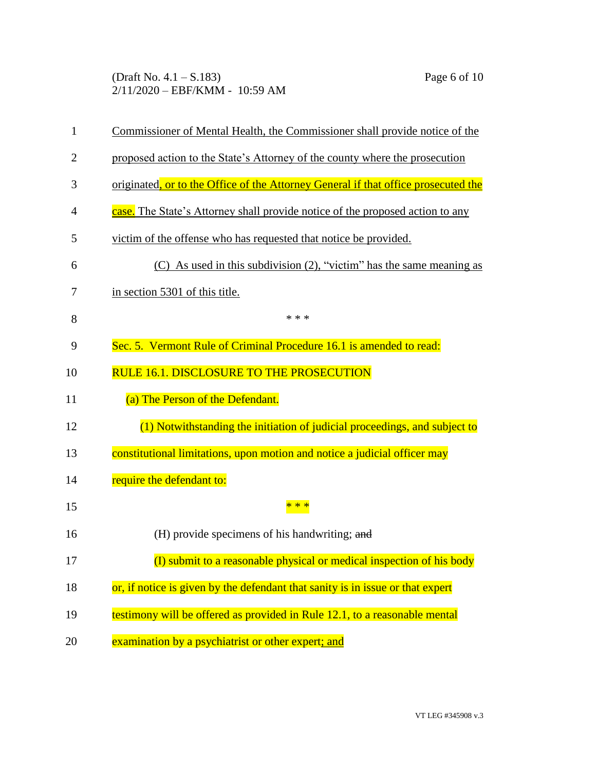Commissioner of Mental Health, the Commissioner shall provide notice of the proposed action to the State's Attorney of the county where the prosecution originated, or to the Office of the Attorney General if that office prosecuted the case. The State's Attorney shall provide notice of the proposed action to any victim of the offense who has requested that notice be provided.

(C) As used in this subdivision (2), "victim" has the same meaning as in section 5301 of this title.

\* \* \*

Sec. 5. Vermont Rule of Criminal Procedure 16.1 is amended to read:

RULE 16.1. DISCLOSURE TO THE PROSECUTION

(a) The Person of the Defendant.

(1) Notwithstanding the initiation of judicial proceedings, and subject to constitutional limitations, upon motion and notice a judicial officer may require the defendant to:

\* \* \*

(H) provide specimens of his handwriting; ~~and~~

(I) submit to a reasonable physical or medical inspection of his body or, if notice is given by the defendant that sanity is in issue or that expert testimony will be offered as provided in Rule 12.1, to a reasonable mental examination by a psychiatrist or other expert; and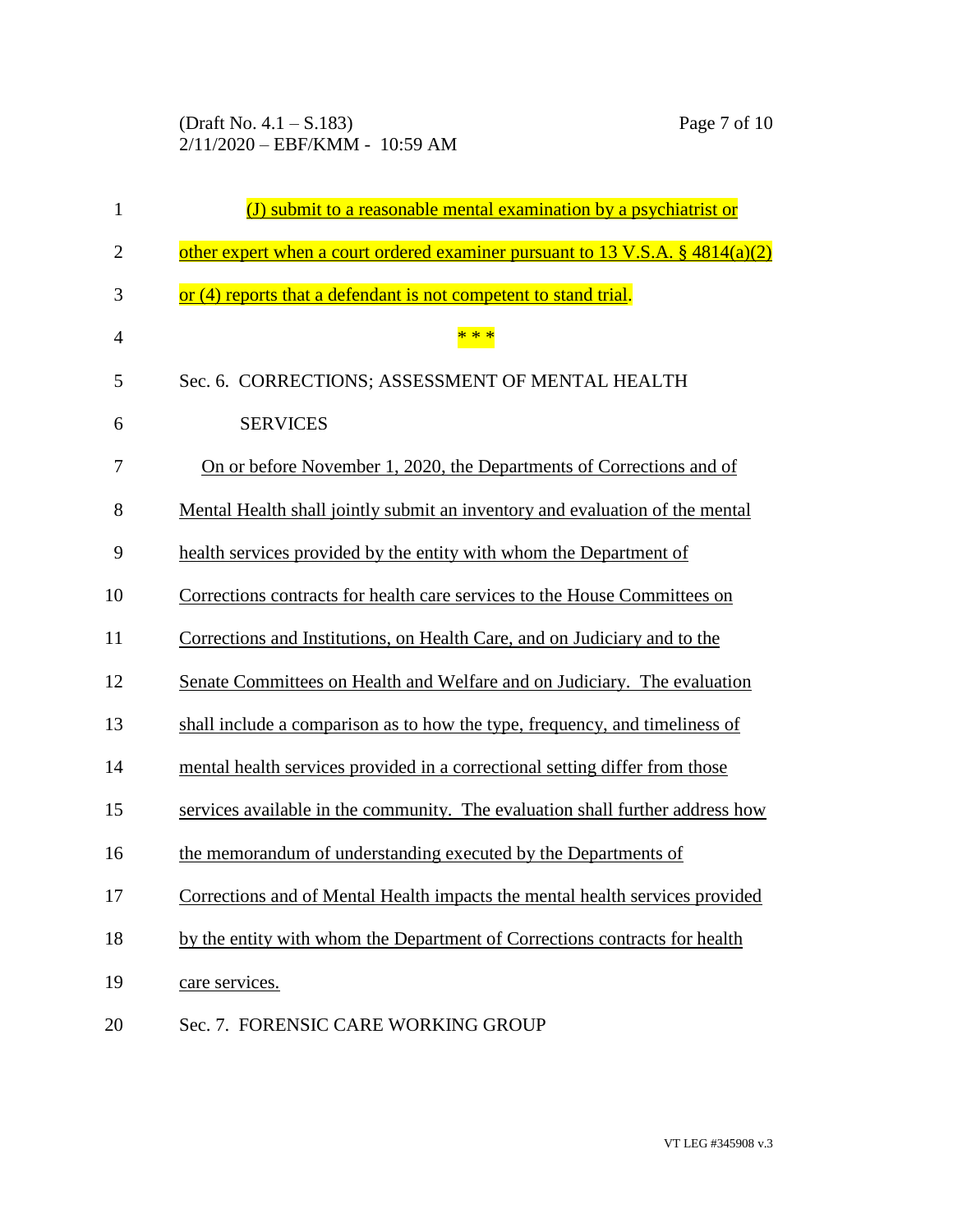(J) submit to a reasonable mental examination by a psychiatrist or other expert when a court ordered examiner pursuant to 13 V.S.A. § 4814(a)(2) or (4) reports that a defendant is not competent to stand trial.

\* \* \*

Sec. 6. CORRECTIONS; ASSESSMENT OF MENTAL HEALTH SERVICES

On or before November 1, 2020, the Departments of Corrections and of Mental Health shall jointly submit an inventory and evaluation of the mental health services provided by the entity with whom the Department of Corrections contracts for health care services to the House Committees on Corrections and Institutions, on Health Care, and on Judiciary and to the Senate Committees on Health and Welfare and on Judiciary. The evaluation shall include a comparison as to how the type, frequency, and timeliness of mental health services provided in a correctional setting differ from those services available in the community. The evaluation shall further address how the memorandum of understanding executed by the Departments of Corrections and of Mental Health impacts the mental health services provided by the entity with whom the Department of Corrections contracts for health care services.

Sec. 7. FORENSIC CARE WORKING GROUP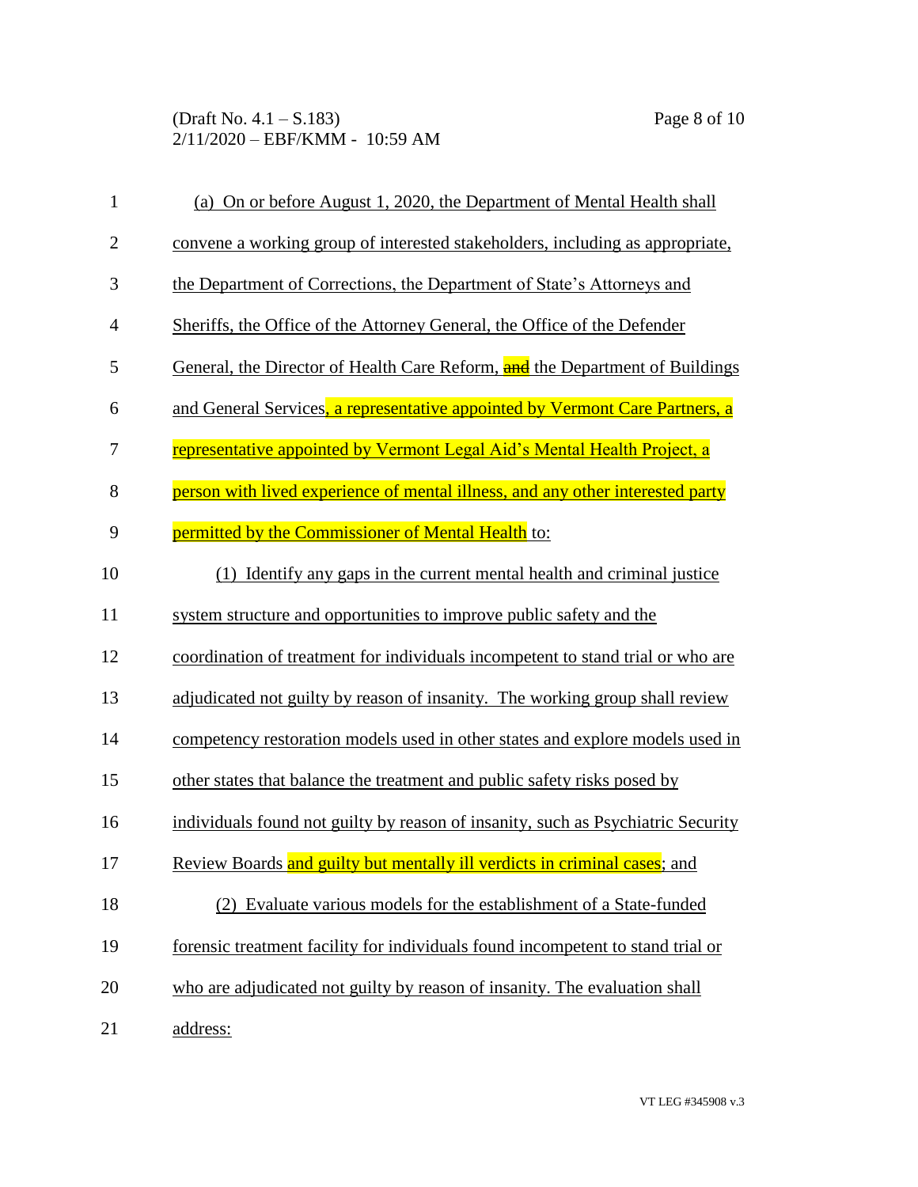(a) On or before August 1, 2020, the Department of Mental Health shall convene a working group of interested stakeholders, including as appropriate, the Department of Corrections, the Department of State's Attorneys and Sheriffs, the Office of the Attorney General, the Office of the Defender General, the Director of Health Care Reform, ~~and~~ the Department of Buildings and General Services, a representative appointed by Vermont Care Partners, a representative appointed by Vermont Legal Aid's Mental Health Project, a person with lived experience of mental illness, and any other interested party permitted by the Commissioner of Mental Health to:

(1) Identify any gaps in the current mental health and criminal justice system structure and opportunities to improve public safety and the coordination of treatment for individuals incompetent to stand trial or who are adjudicated not guilty by reason of insanity. The working group shall review competency restoration models used in other states and explore models used in other states that balance the treatment and public safety risks posed by individuals found not guilty by reason of insanity, such as Psychiatric Security Review Boards and guilty but mentally ill verdicts in criminal cases; and

(2) Evaluate various models for the establishment of a State-funded forensic treatment facility for individuals found incompetent to stand trial or who are adjudicated not guilty by reason of insanity. The evaluation shall address: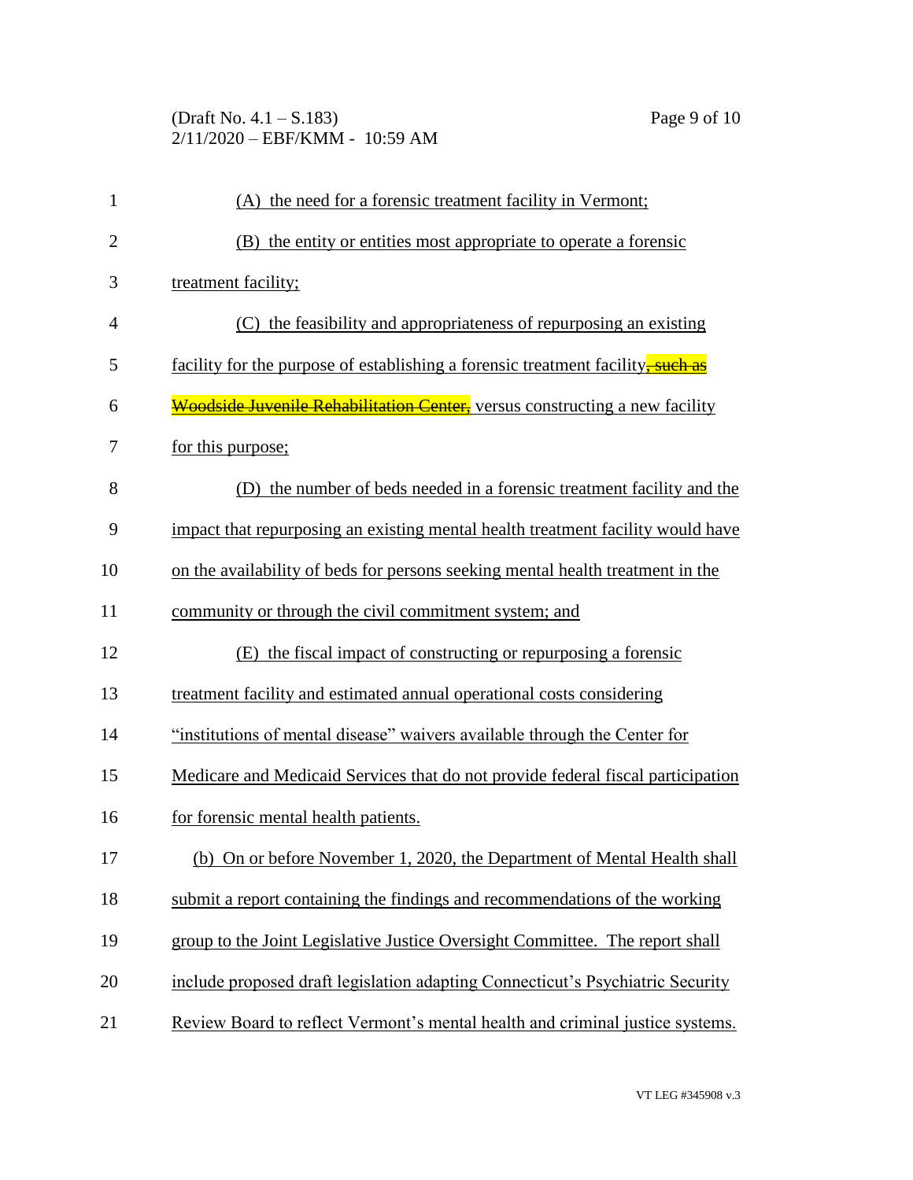(A) the need for a forensic treatment facility in Vermont;

(B) the entity or entities most appropriate to operate a forensic treatment facility;

(C) the feasibility and appropriateness of repurposing an existing facility for the purpose of establishing a forensic treatment facility~~, such as Woodside Juvenile Rehabilitation Center,~~ versus constructing a new facility for this purpose;

(D) the number of beds needed in a forensic treatment facility and the impact that repurposing an existing mental health treatment facility would have on the availability of beds for persons seeking mental health treatment in the community or through the civil commitment system; and

(E) the fiscal impact of constructing or repurposing a forensic treatment facility and estimated annual operational costs considering "institutions of mental disease" waivers available through the Center for Medicare and Medicaid Services that do not provide federal fiscal participation for forensic mental health patients.

(b) On or before November 1, 2020, the Department of Mental Health shall submit a report containing the findings and recommendations of the working group to the Joint Legislative Justice Oversight Committee. The report shall include proposed draft legislation adapting Connecticut's Psychiatric Security Review Board to reflect Vermont's mental health and criminal justice systems.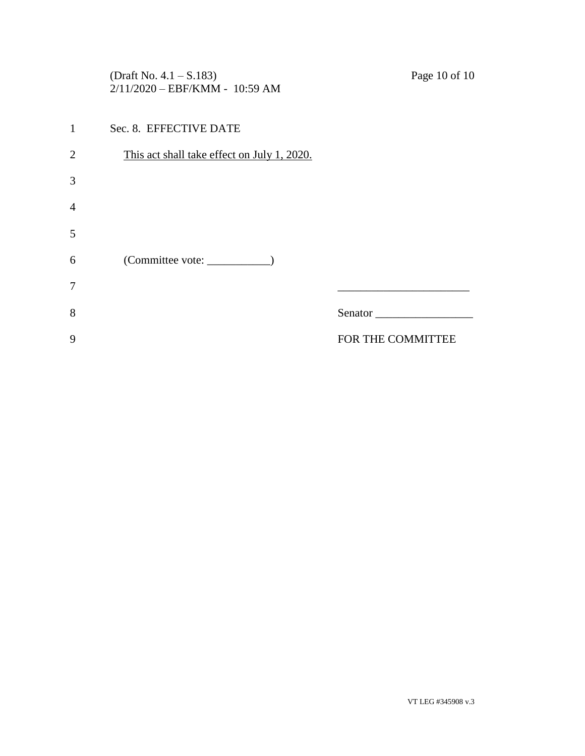Sec. 8. EFFECTIVE DATE

<u>This act shall take effect on July 1, 2020.</u>

(Committee vote: ___________)

_______________________

Senator _________________

FOR THE COMMITTEE